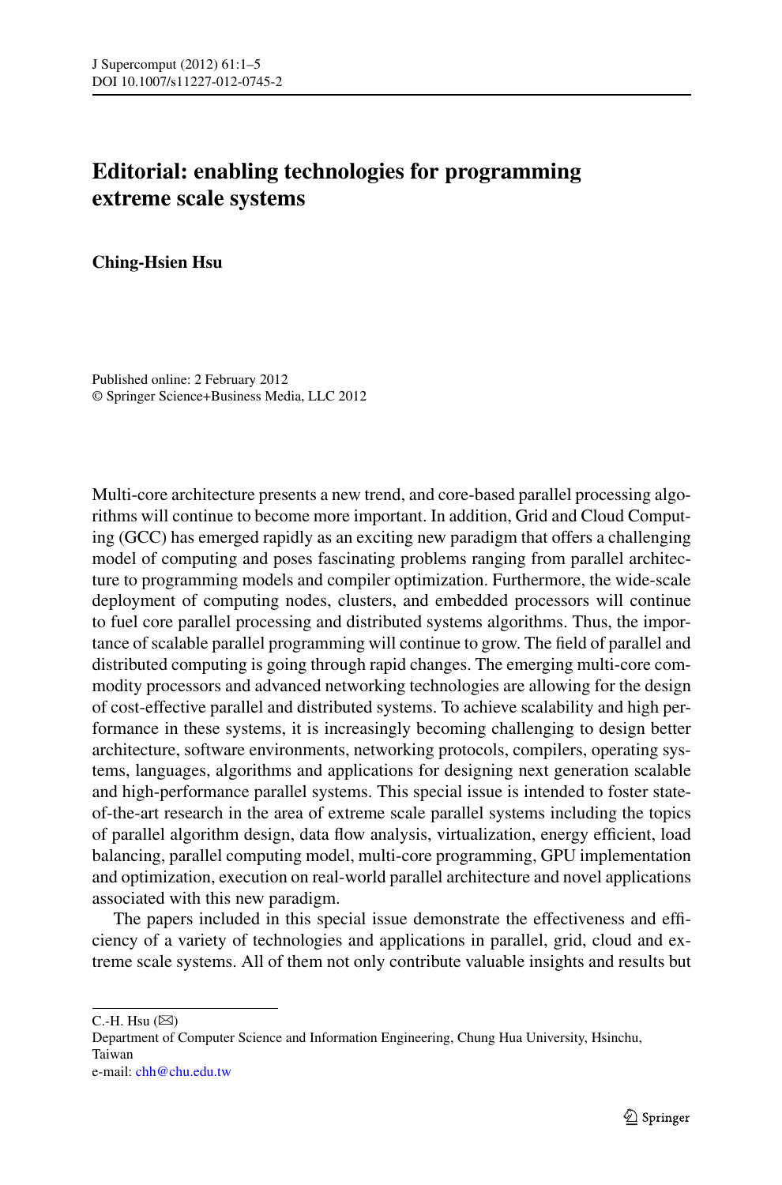# Editorial: enabling technologies for programming extreme scale systems

**Ching-Hsien Hsu**

Published online: 2 February 2012
© Springer Science+Business Media, LLC 2012

Multi-core architecture presents a new trend, and core-based parallel processing algorithms will continue to become more important. In addition, Grid and Cloud Computing (GCC) has emerged rapidly as an exciting new paradigm that offers a challenging model of computing and poses fascinating problems ranging from parallel architecture to programming models and compiler optimization. Furthermore, the wide-scale deployment of computing nodes, clusters, and embedded processors will continue to fuel core parallel processing and distributed systems algorithms. Thus, the importance of scalable parallel programming will continue to grow. The field of parallel and distributed computing is going through rapid changes. The emerging multi-core commodity processors and advanced networking technologies are allowing for the design of cost-effective parallel and distributed systems. To achieve scalability and high performance in these systems, it is increasingly becoming challenging to design better architecture, software environments, networking protocols, compilers, operating systems, languages, algorithms and applications for designing next generation scalable and high-performance parallel systems. This special issue is intended to foster state-of-the-art research in the area of extreme scale parallel systems including the topics of parallel algorithm design, data flow analysis, virtualization, energy efficient, load balancing, parallel computing model, multi-core programming, GPU implementation and optimization, execution on real-world parallel architecture and novel applications associated with this new paradigm.

The papers included in this special issue demonstrate the effectiveness and efficiency of a variety of technologies and applications in parallel, grid, cloud and extreme scale systems. All of them not only contribute valuable insights and results but

---

C.-H. Hsu (✉)
Department of Computer Science and Information Engineering, Chung Hua University, Hsinchu, Taiwan
e-mail: chh@chu.edu.tw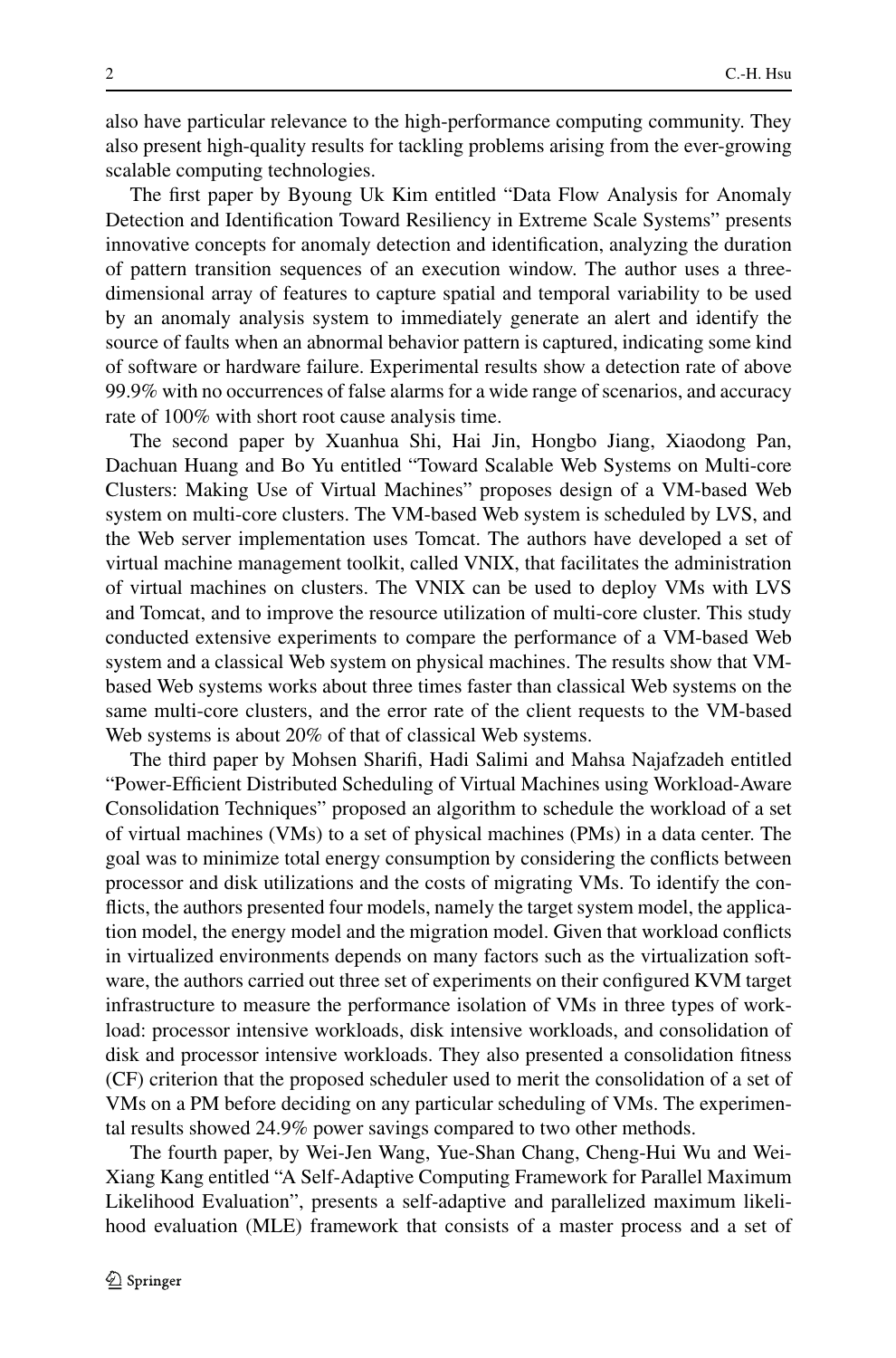also have particular relevance to the high-performance computing community. They also present high-quality results for tackling problems arising from the ever-growing scalable computing technologies.

The first paper by Byoung Uk Kim entitled "Data Flow Analysis for Anomaly Detection and Identification Toward Resiliency in Extreme Scale Systems" presents innovative concepts for anomaly detection and identification, analyzing the duration of pattern transition sequences of an execution window. The author uses a three-dimensional array of features to capture spatial and temporal variability to be used by an anomaly analysis system to immediately generate an alert and identify the source of faults when an abnormal behavior pattern is captured, indicating some kind of software or hardware failure. Experimental results show a detection rate of above 99.9% with no occurrences of false alarms for a wide range of scenarios, and accuracy rate of 100% with short root cause analysis time.

The second paper by Xuanhua Shi, Hai Jin, Hongbo Jiang, Xiaodong Pan, Dachuan Huang and Bo Yu entitled "Toward Scalable Web Systems on Multi-core Clusters: Making Use of Virtual Machines" proposes design of a VM-based Web system on multi-core clusters. The VM-based Web system is scheduled by LVS, and the Web server implementation uses Tomcat. The authors have developed a set of virtual machine management toolkit, called VNIX, that facilitates the administration of virtual machines on clusters. The VNIX can be used to deploy VMs with LVS and Tomcat, and to improve the resource utilization of multi-core cluster. This study conducted extensive experiments to compare the performance of a VM-based Web system and a classical Web system on physical machines. The results show that VM-based Web systems works about three times faster than classical Web systems on the same multi-core clusters, and the error rate of the client requests to the VM-based Web systems is about 20% of that of classical Web systems.

The third paper by Mohsen Sharifi, Hadi Salimi and Mahsa Najafzadeh entitled "Power-Efficient Distributed Scheduling of Virtual Machines using Workload-Aware Consolidation Techniques" proposed an algorithm to schedule the workload of a set of virtual machines (VMs) to a set of physical machines (PMs) in a data center. The goal was to minimize total energy consumption by considering the conflicts between processor and disk utilizations and the costs of migrating VMs. To identify the conflicts, the authors presented four models, namely the target system model, the application model, the energy model and the migration model. Given that workload conflicts in virtualized environments depends on many factors such as the virtualization software, the authors carried out three set of experiments on their configured KVM target infrastructure to measure the performance isolation of VMs in three types of workload: processor intensive workloads, disk intensive workloads, and consolidation of disk and processor intensive workloads. They also presented a consolidation fitness (CF) criterion that the proposed scheduler used to merit the consolidation of a set of VMs on a PM before deciding on any particular scheduling of VMs. The experimental results showed 24.9% power savings compared to two other methods.

The fourth paper, by Wei-Jen Wang, Yue-Shan Chang, Cheng-Hui Wu and Wei-Xiang Kang entitled "A Self-Adaptive Computing Framework for Parallel Maximum Likelihood Evaluation", presents a self-adaptive and parallelized maximum likelihood evaluation (MLE) framework that consists of a master process and a set of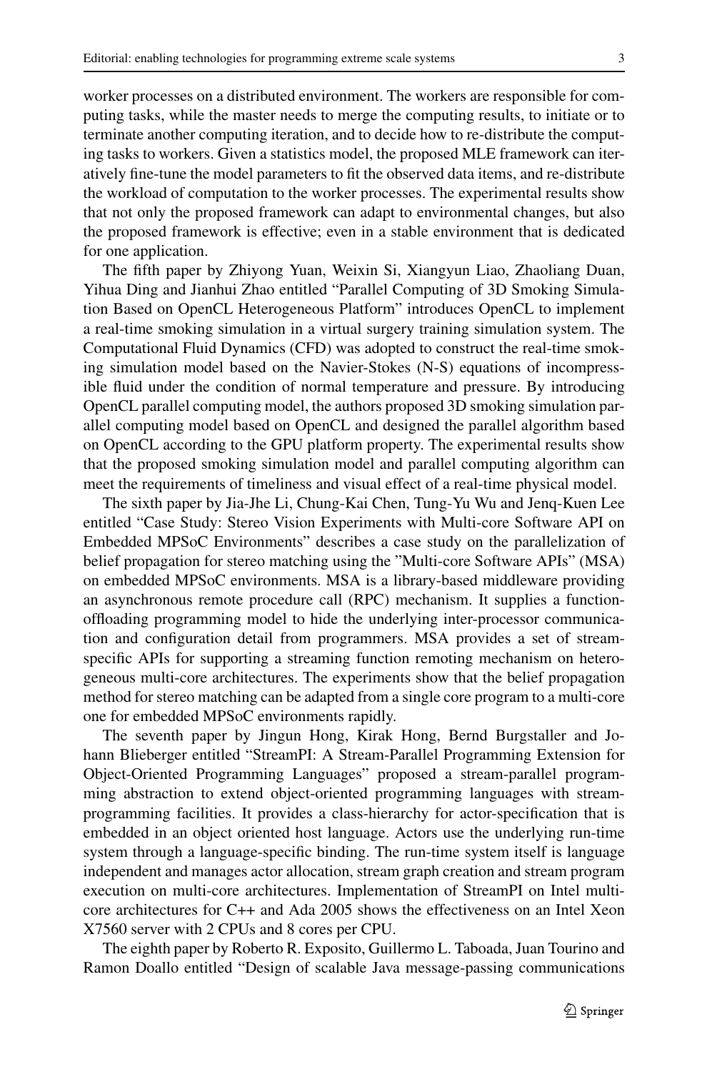worker processes on a distributed environment. The workers are responsible for computing tasks, while the master needs to merge the computing results, to initiate or to terminate another computing iteration, and to decide how to re-distribute the computing tasks to workers. Given a statistics model, the proposed MLE framework can iteratively fine-tune the model parameters to fit the observed data items, and re-distribute the workload of computation to the worker processes. The experimental results show that not only the proposed framework can adapt to environmental changes, but also the proposed framework is effective; even in a stable environment that is dedicated for one application.

The fifth paper by Zhiyong Yuan, Weixin Si, Xiangyun Liao, Zhaoliang Duan, Yihua Ding and Jianhui Zhao entitled "Parallel Computing of 3D Smoking Simulation Based on OpenCL Heterogeneous Platform" introduces OpenCL to implement a real-time smoking simulation in a virtual surgery training simulation system. The Computational Fluid Dynamics (CFD) was adopted to construct the real-time smoking simulation model based on the Navier-Stokes (N-S) equations of incompressible fluid under the condition of normal temperature and pressure. By introducing OpenCL parallel computing model, the authors proposed 3D smoking simulation parallel computing model based on OpenCL and designed the parallel algorithm based on OpenCL according to the GPU platform property. The experimental results show that the proposed smoking simulation model and parallel computing algorithm can meet the requirements of timeliness and visual effect of a real-time physical model.

The sixth paper by Jia-Jhe Li, Chung-Kai Chen, Tung-Yu Wu and Jenq-Kuen Lee entitled "Case Study: Stereo Vision Experiments with Multi-core Software API on Embedded MPSoC Environments" describes a case study on the parallelization of belief propagation for stereo matching using the "Multi-core Software APIs" (MSA) on embedded MPSoC environments. MSA is a library-based middleware providing an asynchronous remote procedure call (RPC) mechanism. It supplies a function-offloading programming model to hide the underlying inter-processor communication and configuration detail from programmers. MSA provides a set of stream-specific APIs for supporting a streaming function remoting mechanism on heterogeneous multi-core architectures. The experiments show that the belief propagation method for stereo matching can be adapted from a single core program to a multi-core one for embedded MPSoC environments rapidly.

The seventh paper by Jingun Hong, Kirak Hong, Bernd Burgstaller and Johann Blieberger entitled "StreamPI: A Stream-Parallel Programming Extension for Object-Oriented Programming Languages" proposed a stream-parallel programming abstraction to extend object-oriented programming languages with stream-programming facilities. It provides a class-hierarchy for actor-specification that is embedded in an object oriented host language. Actors use the underlying run-time system through a language-specific binding. The run-time system itself is language independent and manages actor allocation, stream graph creation and stream program execution on multi-core architectures. Implementation of StreamPI on Intel multi-core architectures for C++ and Ada 2005 shows the effectiveness on an Intel Xeon X7560 server with 2 CPUs and 8 cores per CPU.

The eighth paper by Roberto R. Exposito, Guillermo L. Taboada, Juan Tourino and Ramon Doallo entitled "Design of scalable Java message-passing communications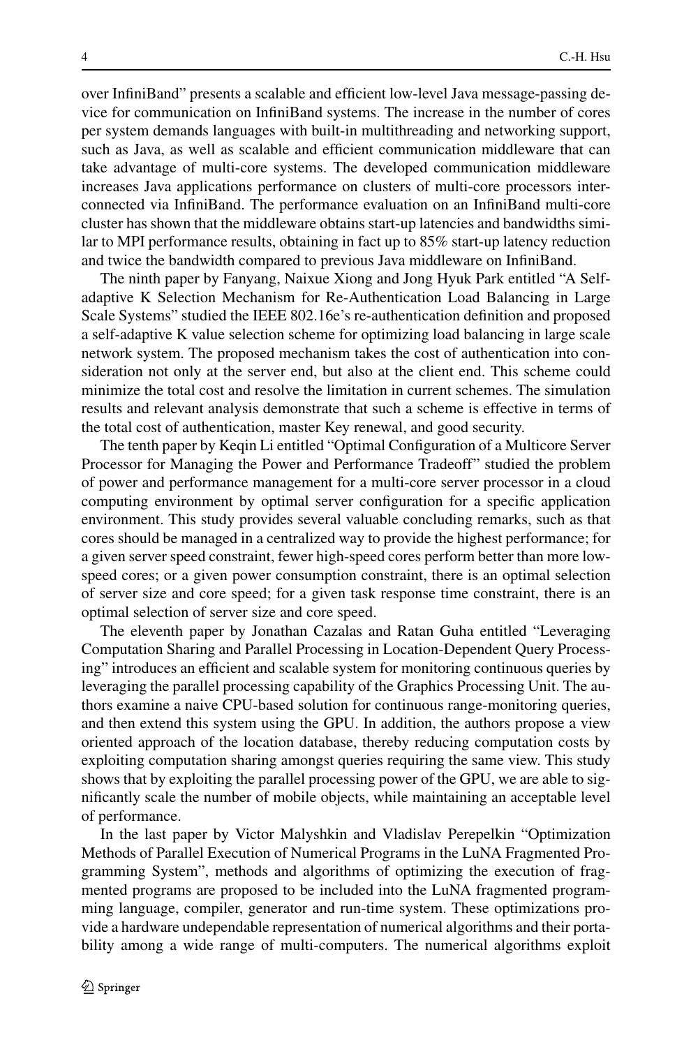over InfiniBand" presents a scalable and efficient low-level Java message-passing device for communication on InfiniBand systems. The increase in the number of cores per system demands languages with built-in multithreading and networking support, such as Java, as well as scalable and efficient communication middleware that can take advantage of multi-core systems. The developed communication middleware increases Java applications performance on clusters of multi-core processors interconnected via InfiniBand. The performance evaluation on an InfiniBand multi-core cluster has shown that the middleware obtains start-up latencies and bandwidths similar to MPI performance results, obtaining in fact up to 85% start-up latency reduction and twice the bandwidth compared to previous Java middleware on InfiniBand.

The ninth paper by Fanyang, Naixue Xiong and Jong Hyuk Park entitled "A Self-adaptive K Selection Mechanism for Re-Authentication Load Balancing in Large Scale Systems" studied the IEEE 802.16e's re-authentication definition and proposed a self-adaptive K value selection scheme for optimizing load balancing in large scale network system. The proposed mechanism takes the cost of authentication into consideration not only at the server end, but also at the client end. This scheme could minimize the total cost and resolve the limitation in current schemes. The simulation results and relevant analysis demonstrate that such a scheme is effective in terms of the total cost of authentication, master Key renewal, and good security.

The tenth paper by Keqin Li entitled "Optimal Configuration of a Multicore Server Processor for Managing the Power and Performance Tradeoff" studied the problem of power and performance management for a multi-core server processor in a cloud computing environment by optimal server configuration for a specific application environment. This study provides several valuable concluding remarks, such as that cores should be managed in a centralized way to provide the highest performance; for a given server speed constraint, fewer high-speed cores perform better than more low-speed cores; or a given power consumption constraint, there is an optimal selection of server size and core speed; for a given task response time constraint, there is an optimal selection of server size and core speed.

The eleventh paper by Jonathan Cazalas and Ratan Guha entitled "Leveraging Computation Sharing and Parallel Processing in Location-Dependent Query Processing" introduces an efficient and scalable system for monitoring continuous queries by leveraging the parallel processing capability of the Graphics Processing Unit. The authors examine a naive CPU-based solution for continuous range-monitoring queries, and then extend this system using the GPU. In addition, the authors propose a view oriented approach of the location database, thereby reducing computation costs by exploiting computation sharing amongst queries requiring the same view. This study shows that by exploiting the parallel processing power of the GPU, we are able to significantly scale the number of mobile objects, while maintaining an acceptable level of performance.

In the last paper by Victor Malyshkin and Vladislav Perepelkin "Optimization Methods of Parallel Execution of Numerical Programs in the LuNA Fragmented Programming System", methods and algorithms of optimizing the execution of fragmented programs are proposed to be included into the LuNA fragmented programming language, compiler, generator and run-time system. These optimizations provide a hardware undependable representation of numerical algorithms and their portability among a wide range of multi-computers. The numerical algorithms exploit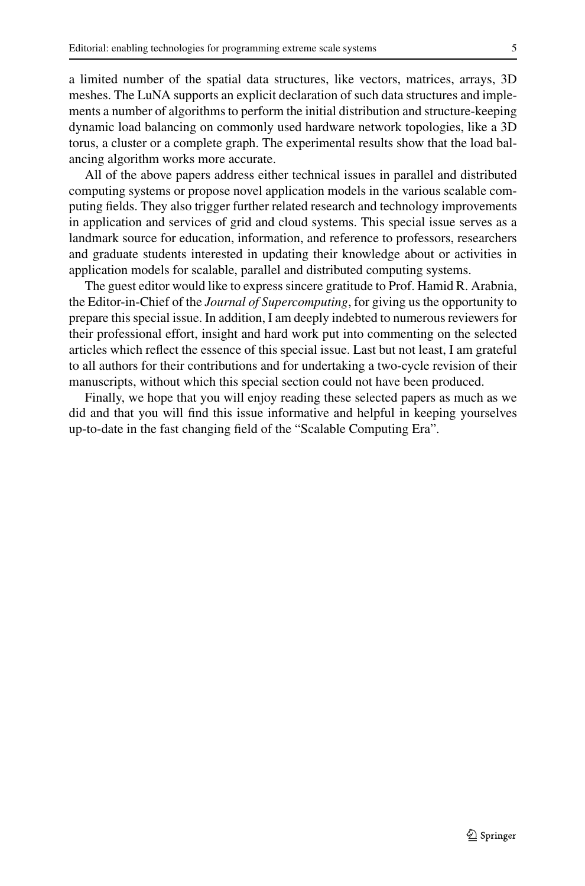a limited number of the spatial data structures, like vectors, matrices, arrays, 3D meshes. The LuNA supports an explicit declaration of such data structures and implements a number of algorithms to perform the initial distribution and structure-keeping dynamic load balancing on commonly used hardware network topologies, like a 3D torus, a cluster or a complete graph. The experimental results show that the load balancing algorithm works more accurate.

All of the above papers address either technical issues in parallel and distributed computing systems or propose novel application models in the various scalable computing fields. They also trigger further related research and technology improvements in application and services of grid and cloud systems. This special issue serves as a landmark source for education, information, and reference to professors, researchers and graduate students interested in updating their knowledge about or activities in application models for scalable, parallel and distributed computing systems.

The guest editor would like to express sincere gratitude to Prof. Hamid R. Arabnia, the Editor-in-Chief of the *Journal of Supercomputing*, for giving us the opportunity to prepare this special issue. In addition, I am deeply indebted to numerous reviewers for their professional effort, insight and hard work put into commenting on the selected articles which reflect the essence of this special issue. Last but not least, I am grateful to all authors for their contributions and for undertaking a two-cycle revision of their manuscripts, without which this special section could not have been produced.

Finally, we hope that you will enjoy reading these selected papers as much as we did and that you will find this issue informative and helpful in keeping yourselves up-to-date in the fast changing field of the "Scalable Computing Era".